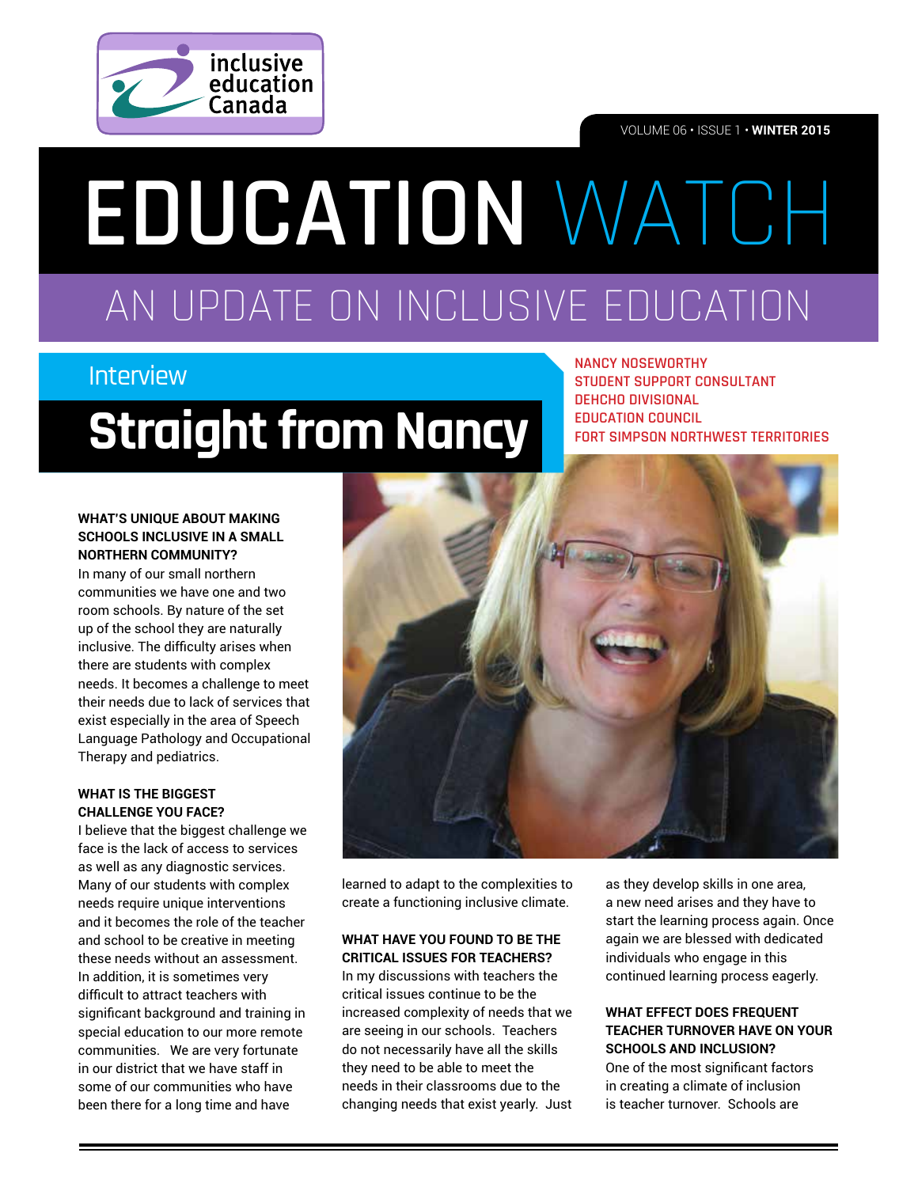inclusive education Canada

VOLUME 06 • ISSUE 1 • **WINTER 2015**

# EDUCATION WATCH

## AN UPDATE ON INCLUSIVE EDUCATION

Interview

# Straight from Nancy

NANCY NOSEWORTHY
STUDENT SUPPORT CONSULTANT
DEHCHO DIVISIONAL
EDUCATION COUNCIL
FORT SIMPSON NORTHWEST TERRITORIES

**WHAT'S UNIQUE ABOUT MAKING SCHOOLS INCLUSIVE IN A SMALL NORTHERN COMMUNITY?**

In many of our small northern communities we have one and two room schools. By nature of the set up of the school they are naturally inclusive. The difficulty arises when there are students with complex needs. It becomes a challenge to meet their needs due to lack of services that exist especially in the area of Speech Language Pathology and Occupational Therapy and pediatrics.

**WHAT IS THE BIGGEST CHALLENGE YOU FACE?**

I believe that the biggest challenge we face is the lack of access to services as well as any diagnostic services. Many of our students with complex needs require unique interventions and it becomes the role of the teacher and school to be creative in meeting these needs without an assessment. In addition, it is sometimes very difficult to attract teachers with significant background and training in special education to our more remote communities. We are very fortunate in our district that we have staff in some of our communities who have been there for a long time and have learned to adapt to the complexities to create a functioning inclusive climate.

**WHAT HAVE YOU FOUND TO BE THE CRITICAL ISSUES FOR TEACHERS?**

In my discussions with teachers the critical issues continue to be the increased complexity of needs that we are seeing in our schools. Teachers do not necessarily have all the skills they need to be able to meet the needs in their classrooms due to the changing needs that exist yearly. Just as they develop skills in one area, a new need arises and they have to start the learning process again. Once again we are blessed with dedicated individuals who engage in this continued learning process eagerly.

**WHAT EFFECT DOES FREQUENT TEACHER TURNOVER HAVE ON YOUR SCHOOLS AND INCLUSION?**

One of the most significant factors in creating a climate of inclusion is teacher turnover. Schools are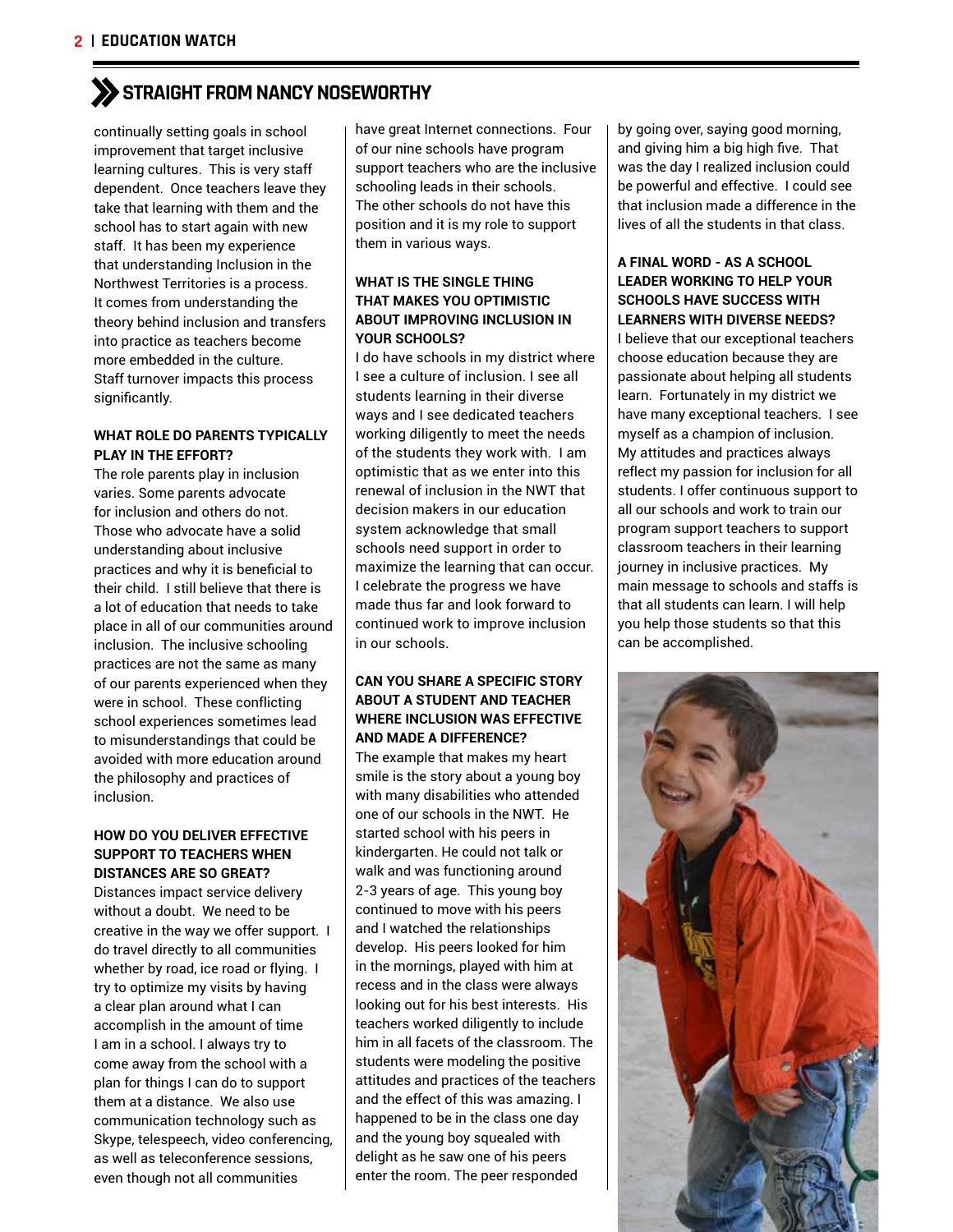## STRAIGHT FROM NANCY NOSEWORTHY

continually setting goals in school improvement that target inclusive learning cultures. This is very staff dependent. Once teachers leave they take that learning with them and the school has to start again with new staff. It has been my experience that understanding Inclusion in the Northwest Territories is a process. It comes from understanding the theory behind inclusion and transfers into practice as teachers become more embedded in the culture. Staff turnover impacts this process significantly.

**WHAT ROLE DO PARENTS TYPICALLY PLAY IN THE EFFORT?**

The role parents play in inclusion varies. Some parents advocate for inclusion and others do not. Those who advocate have a solid understanding about inclusive practices and why it is beneficial to their child. I still believe that there is a lot of education that needs to take place in all of our communities around inclusion. The inclusive schooling practices are not the same as many of our parents experienced when they were in school. These conflicting school experiences sometimes lead to misunderstandings that could be avoided with more education around the philosophy and practices of inclusion.

**HOW DO YOU DELIVER EFFECTIVE SUPPORT TO TEACHERS WHEN DISTANCES ARE SO GREAT?**

Distances impact service delivery without a doubt. We need to be creative in the way we offer support. I do travel directly to all communities whether by road, ice road or flying. I try to optimize my visits by having a clear plan around what I can accomplish in the amount of time I am in a school. I always try to come away from the school with a plan for things I can do to support them at a distance. We also use communication technology such as Skype, telespeech, video conferencing, as well as teleconference sessions, even though not all communities have great Internet connections. Four of our nine schools have program support teachers who are the inclusive schooling leads in their schools. The other schools do not have this position and it is my role to support them in various ways.

**WHAT IS THE SINGLE THING THAT MAKES YOU OPTIMISTIC ABOUT IMPROVING INCLUSION IN YOUR SCHOOLS?**

I do have schools in my district where I see a culture of inclusion. I see all students learning in their diverse ways and I see dedicated teachers working diligently to meet the needs of the students they work with. I am optimistic that as we enter into this renewal of inclusion in the NWT that decision makers in our education system acknowledge that small schools need support in order to maximize the learning that can occur. I celebrate the progress we have made thus far and look forward to continued work to improve inclusion in our schools.

**CAN YOU SHARE A SPECIFIC STORY ABOUT A STUDENT AND TEACHER WHERE INCLUSION WAS EFFECTIVE AND MADE A DIFFERENCE?**

The example that makes my heart smile is the story about a young boy with many disabilities who attended one of our schools in the NWT. He started school with his peers in kindergarten. He could not talk or walk and was functioning around 2-3 years of age. This young boy continued to move with his peers and I watched the relationships develop. His peers looked for him in the mornings, played with him at recess and in the class were always looking out for his best interests. His teachers worked diligently to include him in all facets of the classroom. The students were modeling the positive attitudes and practices of the teachers and the effect of this was amazing. I happened to be in the class one day and the young boy squealed with delight as he saw one of his peers enter the room. The peer responded by going over, saying good morning, and giving him a big high five. That was the day I realized inclusion could be powerful and effective. I could see that inclusion made a difference in the lives of all the students in that class.

**A FINAL WORD - AS A SCHOOL LEADER WORKING TO HELP YOUR SCHOOLS HAVE SUCCESS WITH LEARNERS WITH DIVERSE NEEDS?**

I believe that our exceptional teachers choose education because they are passionate about helping all students learn. Fortunately in my district we have many exceptional teachers. I see myself as a champion of inclusion. My attitudes and practices always reflect my passion for inclusion for all students. I offer continuous support to all our schools and work to train our program support teachers to support classroom teachers in their learning journey in inclusive practices. My main message to schools and staffs is that all students can learn. I will help you help those students so that this can be accomplished.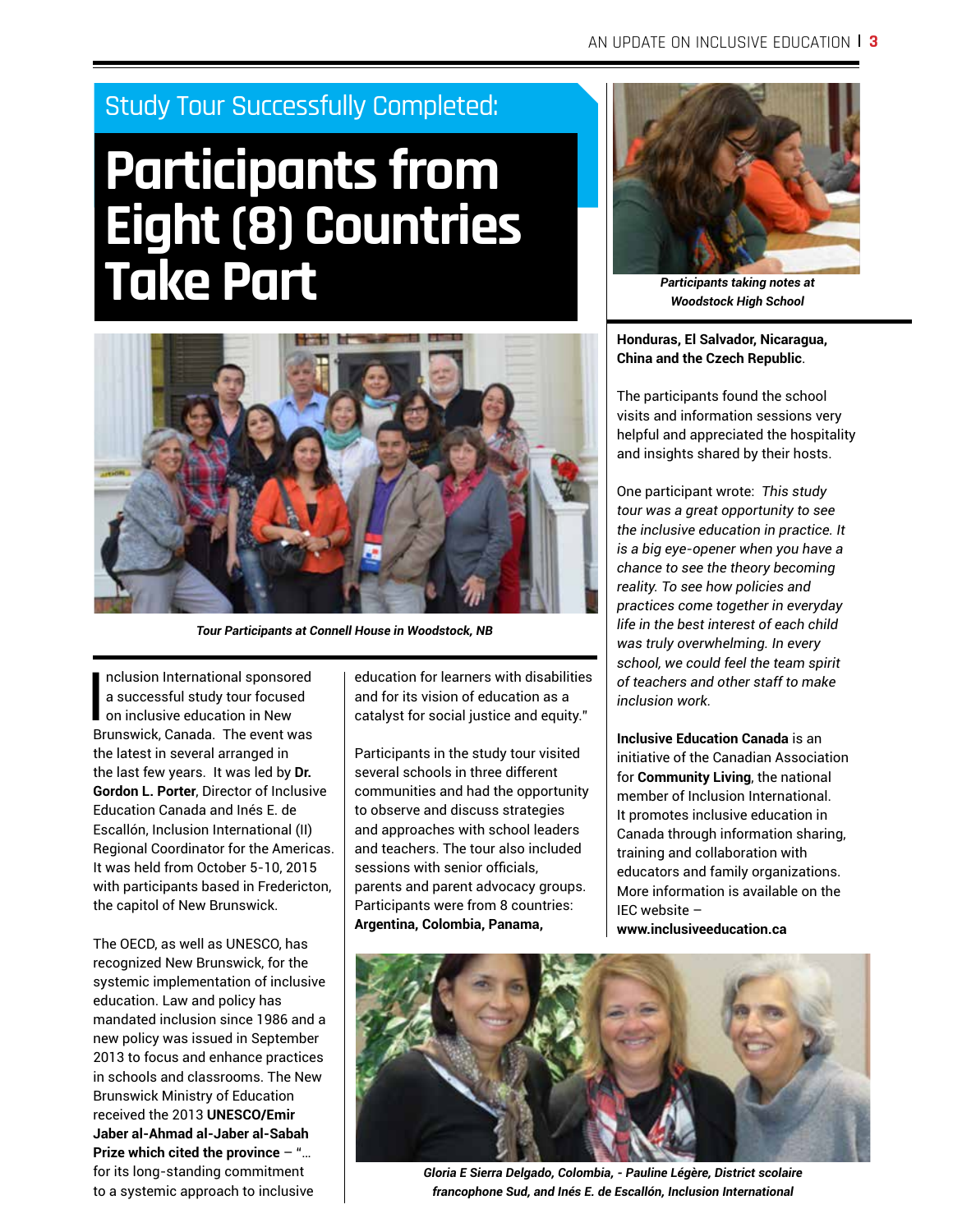## Study Tour Successfully Completed:

# Participants from Eight (8) Countries Take Part

*Tour Participants at Connell House in Woodstock, NB*

*Participants taking notes at Woodstock High School*

Inclusion International sponsored a successful study tour focused on inclusive education in New Brunswick, Canada. The event was the latest in several arranged in the last few years. It was led by **Dr. Gordon L. Porter**, Director of Inclusive Education Canada and Inés E. de Escallón, Inclusion International (II) Regional Coordinator for the Americas. It was held from October 5-10, 2015 with participants based in Fredericton, the capitol of New Brunswick.

The OECD, as well as UNESCO, has recognized New Brunswick, for the systemic implementation of inclusive education. Law and policy has mandated inclusion since 1986 and a new policy was issued in September 2013 to focus and enhance practices in schools and classrooms. The New Brunswick Ministry of Education received the 2013 **UNESCO/Emir Jaber al-Ahmad al-Jaber al-Sabah Prize which cited the province** – "… for its long-standing commitment to a systemic approach to inclusive education for learners with disabilities and for its vision of education as a catalyst for social justice and equity."

Participants in the study tour visited several schools in three different communities and had the opportunity to observe and discuss strategies and approaches with school leaders and teachers. The tour also included sessions with senior officials, parents and parent advocacy groups. Participants were from 8 countries: **Argentina, Colombia, Panama, Honduras, El Salvador, Nicaragua, China and the Czech Republic**.

The participants found the school visits and information sessions very helpful and appreciated the hospitality and insights shared by their hosts.

One participant wrote: *This study tour was a great opportunity to see the inclusive education in practice. It is a big eye-opener when you have a chance to see the theory becoming reality. To see how policies and practices come together in everyday life in the best interest of each child was truly overwhelming. In every school, we could feel the team spirit of teachers and other staff to make inclusion work.*

**Inclusive Education Canada** is an initiative of the Canadian Association for **Community Living**, the national member of Inclusion International. It promotes inclusive education in Canada through information sharing, training and collaboration with educators and family organizations. More information is available on the IEC website – **www.inclusiveeducation.ca**

*Gloria E Sierra Delgado, Colombia, - Pauline Légère, District scolaire francophone Sud, and Inés E. de Escallón, Inclusion International*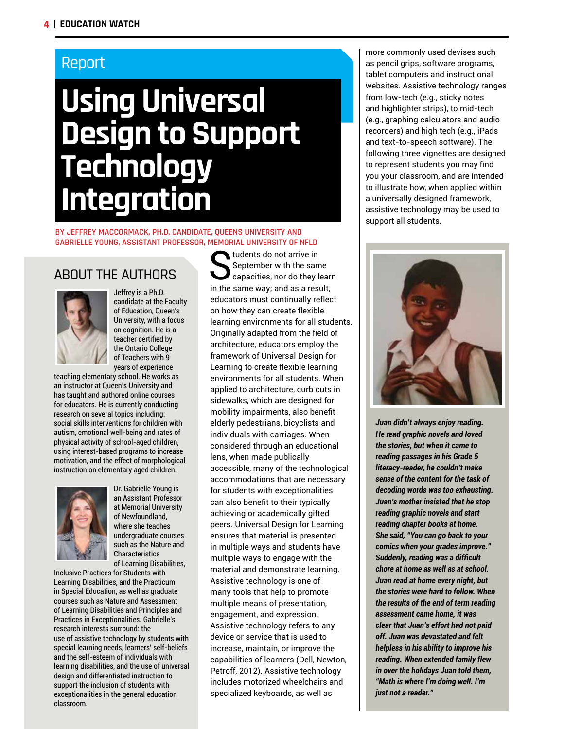## Report

# Using Universal Design to Support Technology Integration

BY JEFFREY MACCORMACK, PH.D. CANDIDATE, QUEENS UNIVERSITY AND GABRIELLE YOUNG, ASSISTANT PROFESSOR, MEMORIAL UNIVERSITY OF NFLD

Students do not arrive in September with the same capacities, nor do they learn in the same way; and as a result, educators must continually reflect on how they can create flexible learning environments for all students. Originally adapted from the field of architecture, educators employ the framework of Universal Design for Learning to create flexible learning environments for all students. When applied to architecture, curb cuts in sidewalks, which are designed for mobility impairments, also benefit elderly pedestrians, bicyclists and individuals with carriages. When considered through an educational lens, when made publically accessible, many of the technological accommodations that are necessary for students with exceptionalities can also benefit to their typically achieving or academically gifted peers. Universal Design for Learning ensures that material is presented in multiple ways and students have multiple ways to engage with the material and demonstrate learning. Assistive technology is one of many tools that help to promote multiple means of presentation, engagement, and expression. Assistive technology refers to any device or service that is used to increase, maintain, or improve the capabilities of learners (Dell, Newton, Petroff, 2012). Assistive technology includes motorized wheelchairs and specialized keyboards, as well as more commonly used devises such as pencil grips, software programs, tablet computers and instructional websites. Assistive technology ranges from low-tech (e.g., sticky notes and highlighter strips), to mid-tech (e.g., graphing calculators and audio recorders) and high tech (e.g., iPads and text-to-speech software). The following three vignettes are designed to represent students you may find you your classroom, and are intended to illustrate how, when applied within a universally designed framework, assistive technology may be used to support all students.

***Juan didn't always enjoy reading. He read graphic novels and loved the stories, but when it came to reading passages in his Grade 5 literacy-reader, he couldn't make sense of the content for the task of decoding words was too exhausting. Juan's mother insisted that he stop reading graphic novels and start reading chapter books at home. She said, "You can go back to your comics when your grades improve." Suddenly, reading was a difficult chore at home as well as at school. Juan read at home every night, but the stories were hard to follow. When the results of the end of term reading assessment came home, it was clear that Juan's effort had not paid off. Juan was devastated and felt helpless in his ability to improve his reading. When extended family flew in over the holidays Juan told them, "Math is where I'm doing well. I'm just not a reader."***

## ABOUT THE AUTHORS

Jeffrey is a Ph.D. candidate at the Faculty of Education, Queen's University, with a focus on cognition. He is a teacher certified by the Ontario College of Teachers with 9 years of experience teaching elementary school. He works as an instructor at Queen's University and has taught and authored online courses for educators. He is currently conducting research on several topics including: social skills interventions for children with autism, emotional well-being and rates of physical activity of school-aged children, using interest-based programs to increase motivation, and the effect of morphological instruction on elementary aged children.

Dr. Gabrielle Young is an Assistant Professor at Memorial University of Newfoundland, where she teaches undergraduate courses such as the Nature and Characteristics of Learning Disabilities, Inclusive Practices for Students with Learning Disabilities, and the Practicum in Special Education, as well as graduate courses such as Nature and Assessment of Learning Disabilities and Principles and Practices in Exceptionalities. Gabrielle's research interests surround: the use of assistive technology by students with special learning needs, learners' self-beliefs and the self-esteem of individuals with learning disabilities, and the use of universal design and differentiated instruction to support the inclusion of students with exceptionalities in the general education classroom.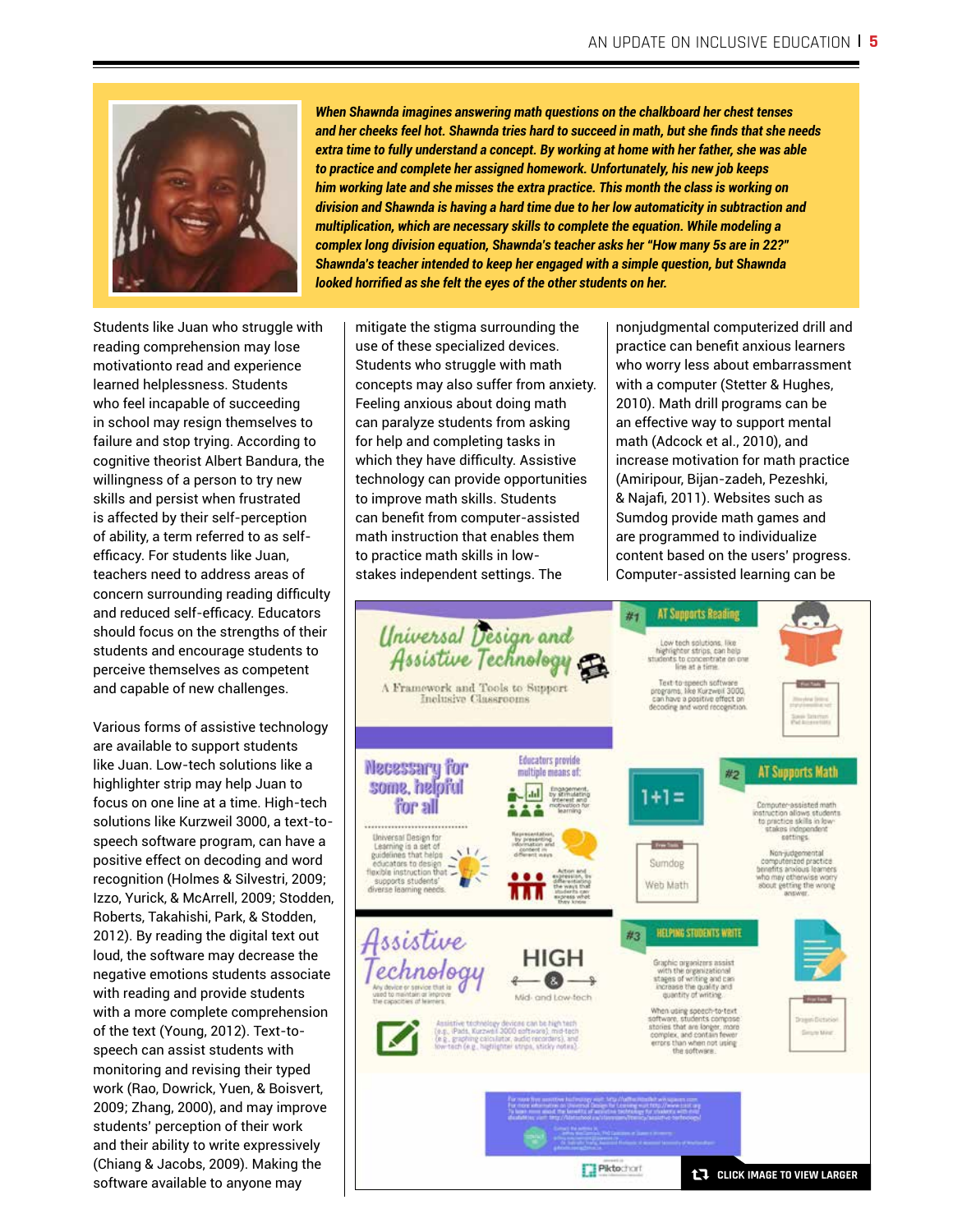***When Shawnda imagines answering math questions on the chalkboard her chest tenses and her cheeks feel hot. Shawnda tries hard to succeed in math, but she finds that she needs extra time to fully understand a concept. By working at home with her father, she was able to practice and complete her assigned homework. Unfortunately, his new job keeps him working late and she misses the extra practice. This month the class is working on division and Shawnda is having a hard time due to her low automaticity in subtraction and multiplication, which are necessary skills to complete the equation. While modeling a complex long division equation, Shawnda's teacher asks her "How many 5s are in 22?" Shawnda's teacher intended to keep her engaged with a simple question, but Shawnda looked horrified as she felt the eyes of the other students on her.***

Students like Juan who struggle with reading comprehension may lose motivationto read and experience learned helplessness. Students who feel incapable of succeeding in school may resign themselves to failure and stop trying. According to cognitive theorist Albert Bandura, the willingness of a person to try new skills and persist when frustrated is affected by their self-perception of ability, a term referred to as self-efficacy. For students like Juan, teachers need to address areas of concern surrounding reading difficulty and reduced self-efficacy. Educators should focus on the strengths of their students and encourage students to perceive themselves as competent and capable of new challenges.

Various forms of assistive technology are available to support students like Juan. Low-tech solutions like a highlighter strip may help Juan to focus on one line at a time. High-tech solutions like Kurzweil 3000, a text-to-speech software program, can have a positive effect on decoding and word recognition (Holmes & Silvestri, 2009; Izzo, Yurick, & McArrell, 2009; Stodden, Roberts, Takahishi, Park, & Stodden, 2012). By reading the digital text out loud, the software may decrease the negative emotions students associate with reading and provide students with a more complete comprehension of the text (Young, 2012). Text-to-speech can assist students with monitoring and revising their typed work (Rao, Dowrick, Yuen, & Boisvert, 2009; Zhang, 2000), and may improve students' perception of their work and their ability to write expressively (Chiang & Jacobs, 2009). Making the software available to anyone may mitigate the stigma surrounding the use of these specialized devices. Students who struggle with math concepts may also suffer from anxiety. Feeling anxious about doing math can paralyze students from asking for help and completing tasks in which they have difficulty. Assistive technology can provide opportunities to improve math skills. Students can benefit from computer-assisted math instruction that enables them to practice math skills in low-stakes independent settings. The nonjudgmental computerized drill and practice can benefit anxious learners who worry less about embarrassment with a computer (Stetter & Hughes, 2010). Math drill programs can be an effective way to support mental math (Adcock et al., 2010), and increase motivation for math practice (Amiripour, Bijan-zadeh, Pezeshki, & Najafi, 2011). Websites such as Sumdog provide math games and are programmed to individualize content based on the users' progress. Computer-assisted learning can be

CLICK IMAGE TO VIEW LARGER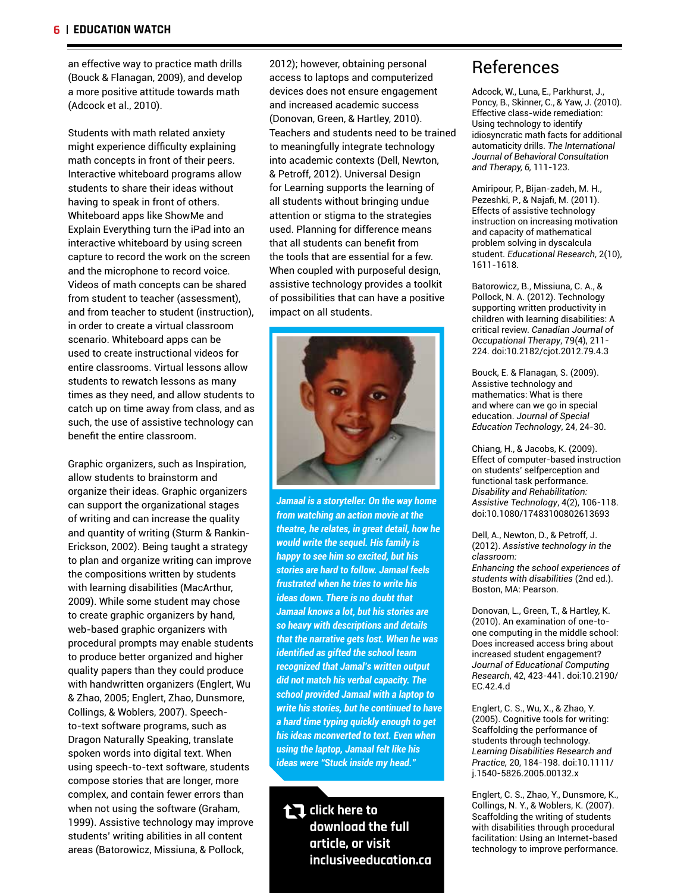an effective way to practice math drills (Bouck & Flanagan, 2009), and develop a more positive attitude towards math (Adcock et al., 2010).

Students with math related anxiety might experience difficulty explaining math concepts in front of their peers. Interactive whiteboard programs allow students to share their ideas without having to speak in front of others. Whiteboard apps like ShowMe and Explain Everything turn the iPad into an interactive whiteboard by using screen capture to record the work on the screen and the microphone to record voice. Videos of math concepts can be shared from student to teacher (assessment), and from teacher to student (instruction), in order to create a virtual classroom scenario. Whiteboard apps can be used to create instructional videos for entire classrooms. Virtual lessons allow students to rewatch lessons as many times as they need, and allow students to catch up on time away from class, and as such, the use of assistive technology can benefit the entire classroom.

Graphic organizers, such as Inspiration, allow students to brainstorm and organize their ideas. Graphic organizers can support the organizational stages of writing and can increase the quality and quantity of writing (Sturm & Rankin-Erickson, 2002). Being taught a strategy to plan and organize writing can improve the compositions written by students with learning disabilities (MacArthur, 2009). While some student may chose to create graphic organizers by hand, web-based graphic organizers with procedural prompts may enable students to produce better organized and higher quality papers than they could produce with handwritten organizers (Englert, Wu & Zhao, 2005; Englert, Zhao, Dunsmore, Collings, & Woblers, 2007). Speech-to-text software programs, such as Dragon Naturally Speaking, translate spoken words into digital text. When using speech-to-text software, students compose stories that are longer, more complex, and contain fewer errors than when not using the software (Graham, 1999). Assistive technology may improve students' writing abilities in all content areas (Batorowicz, Missiuna, & Pollock, 2012); however, obtaining personal access to laptops and computerized devices does not ensure engagement and increased academic success (Donovan, Green, & Hartley, 2010). Teachers and students need to be trained to meaningfully integrate technology into academic contexts (Dell, Newton, & Petroff, 2012). Universal Design for Learning supports the learning of all students without bringing undue attention or stigma to the strategies used. Planning for difference means that all students can benefit from the tools that are essential for a few. When coupled with purposeful design, assistive technology provides a toolkit of possibilities that can have a positive impact on all students.

***Jamaal is a storyteller. On the way home from watching an action movie at the theatre, he relates, in great detail, how he would write the sequel. His family is happy to see him so excited, but his stories are hard to follow. Jamaal feels frustrated when he tries to write his ideas down. There is no doubt that Jamaal knows a lot, but his stories are so heavy with descriptions and details that the narrative gets lost. When he was identified as gifted the school team recognized that Jamal's written output did not match his verbal capacity. The school provided Jamaal with a laptop to write his stories, but he continued to have a hard time typing quickly enough to get his ideas mconverted to text. Even when using the laptop, Jamaal felt like his ideas were "Stuck inside my head."***

**click here to download the full article, or visit inclusiveeducation.ca**

## References

Adcock, W., Luna, E., Parkhurst, J., Poncy, B., Skinner, C., & Yaw, J. (2010). Effective class-wide remediation: Using technology to identify idiosyncratic math facts for additional automaticity drills. *The International Journal of Behavioral Consultation and Therapy, 6,* 111-123.

Amiripour, P., Bijan-zadeh, M. H., Pezeshki, P., & Najafi, M. (2011). Effects of assistive technology instruction on increasing motivation and capacity of mathematical problem solving in dyscalcula student. *Educational Research*, 2(10), 1611-1618.

Batorowicz, B., Missiuna, C. A., & Pollock, N. A. (2012). Technology supporting written productivity in children with learning disabilities: A critical review. *Canadian Journal of Occupational Therapy*, 79(4), 211-224. doi:10.2182/cjot.2012.79.4.3

Bouck, E. & Flanagan, S. (2009). Assistive technology and mathematics: What is there and where can we go in special education. *Journal of Special Education Technology*, 24, 24-30.

Chiang, H., & Jacobs, K. (2009). Effect of computer-based instruction on students' selfperception and functional task performance. *Disability and Rehabilitation: Assistive Technology*, 4(2), 106-118. doi:10.1080/17483100802613693

Dell, A., Newton, D., & Petroff, J. (2012). *Assistive technology in the classroom: Enhancing the school experiences of students with disabilities* (2nd ed.). Boston, MA: Pearson.

Donovan, L., Green, T., & Hartley, K. (2010). An examination of one-to-one computing in the middle school: Does increased access bring about increased student engagement? *Journal of Educational Computing Research*, 42, 423-441. doi:10.2190/EC.42.4.d

Englert, C. S., Wu, X., & Zhao, Y. (2005). Cognitive tools for writing: Scaffolding the performance of students through technology. *Learning Disabilities Research and Practice*, 20, 184-198. doi:10.1111/j.1540-5826.2005.00132.x

Englert, C. S., Zhao, Y., Dunsmore, K., Collings, N. Y., & Woblers, K. (2007). Scaffolding the writing of students with disabilities through procedural facilitation: Using an Internet-based technology to improve performance.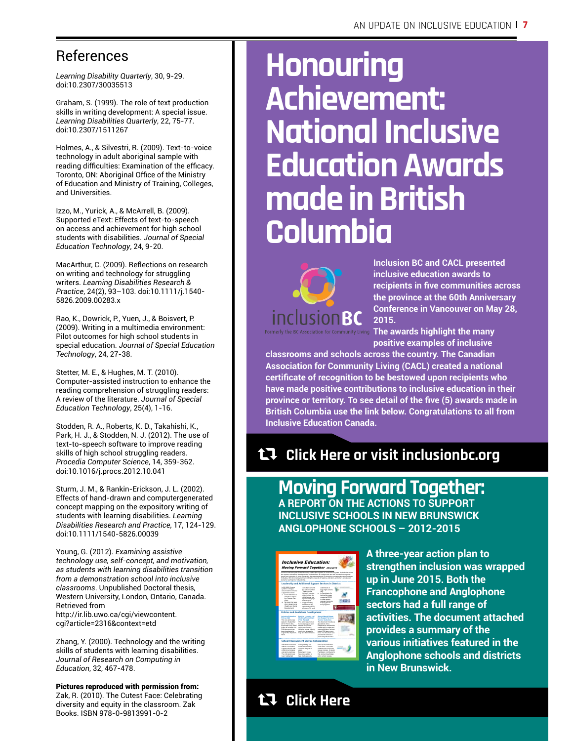## References

*Learning Disability Quarterly*, 30, 9-29. doi:10.2307/30035513

Graham, S. (1999). The role of text production skills in writing development: A special issue. *Learning Disabilities Quarterly*, 22, 75-77. doi:10.2307/1511267

Holmes, A., & Silvestri, R. (2009). Text-to-voice technology in adult aboriginal sample with reading difficulties: Examination of the efficacy. Toronto, ON: Aboriginal Office of the Ministry of Education and Ministry of Training, Colleges, and Universities.

Izzo, M., Yurick, A., & McArrell, B. (2009). Supported eText: Effects of text-to-speech on access and achievement for high school students with disabilities. *Journal of Special Education Technology*, 24, 9-20.

MacArthur, C. (2009). Reflections on research on writing and technology for struggling writers. *Learning Disabilities Research & Practice*, 24(2), 93–103. doi:10.1111/j.1540-5826.2009.00283.x

Rao, K., Dowrick, P., Yuen, J., & Boisvert, P. (2009). Writing in a multimedia environment: Pilot outcomes for high school students in special education. *Journal of Special Education Technology*, 24, 27-38.

Stetter, M. E., & Hughes, M. T. (2010). Computer-assisted instruction to enhance the reading comprehension of struggling readers: A review of the literature. *Journal of Special Education Technology*, 25(4), 1-16.

Stodden, R. A., Roberts, K. D., Takahishi, K., Park, H. J., & Stodden, N. J. (2012). The use of text-to-speech software to improve reading skills of high school struggling readers. *Procedia Computer Science*, 14, 359-362. doi:10.1016/j.procs.2012.10.041

Sturm, J. M., & Rankin-Erickson, J. L. (2002). Effects of hand-drawn and computergenerated concept mapping on the expository writing of students with learning disabilities. *Learning Disabilities Research and Practice*, 17, 124-129. doi:10.1111/1540-5826.00039

Young, G. (2012). *Examining assistive technology use, self-concept, and motivation, as students with learning disabilities transition from a demonstration school into inclusive classrooms*. Unpublished Doctoral thesis, Western University, London, Ontario, Canada. Retrieved from http://ir.lib.uwo.ca/cgi/viewcontent.cgi?article=2316&context=etd

Zhang, Y. (2000). Technology and the writing skills of students with learning disabilities. *Journal of Research on Computing in Education*, 32, 467-478.

**Pictures reproduced with permission from:**
Zak, R. (2010). The Cutest Face: Celebrating diversity and equity in the classroom. Zak Books. ISBN 978-0-9813991-0-2

# Honouring Achievement: National Inclusive Education Awards made in British Columbia

inclusionBC
Formerly the BC Association for Community Living

**Inclusion BC and CACL presented inclusive education awards to recipients in five communities across the province at the 60th Anniversary Conference in Vancouver on May 28, 2015. The awards highlight the many positive examples of inclusive classrooms and schools across the country. The Canadian Association for Community Living (CACL) created a national certificate of recognition to be bestowed upon recipients who have made positive contributions to inclusive education in their province or territory. To see detail of the five (5) awards made in British Columbia use the link below. Congratulations to all from Inclusive Education Canada.**

**Click Here or visit inclusionbc.org**

## Moving Forward Together:

### A REPORT ON THE ACTIONS TO SUPPORT INCLUSIVE SCHOOLS IN NEW BRUNSWICK ANGLOPHONE SCHOOLS – 2012-2015

**A three-year action plan to strengthen inclusion was wrapped up in June 2015. Both the Francophone and Anglophone sectors had a full range of activities. The document attached provides a summary of the various initiatives featured in the Anglophone schools and districts in New Brunswick.**

**Click Here**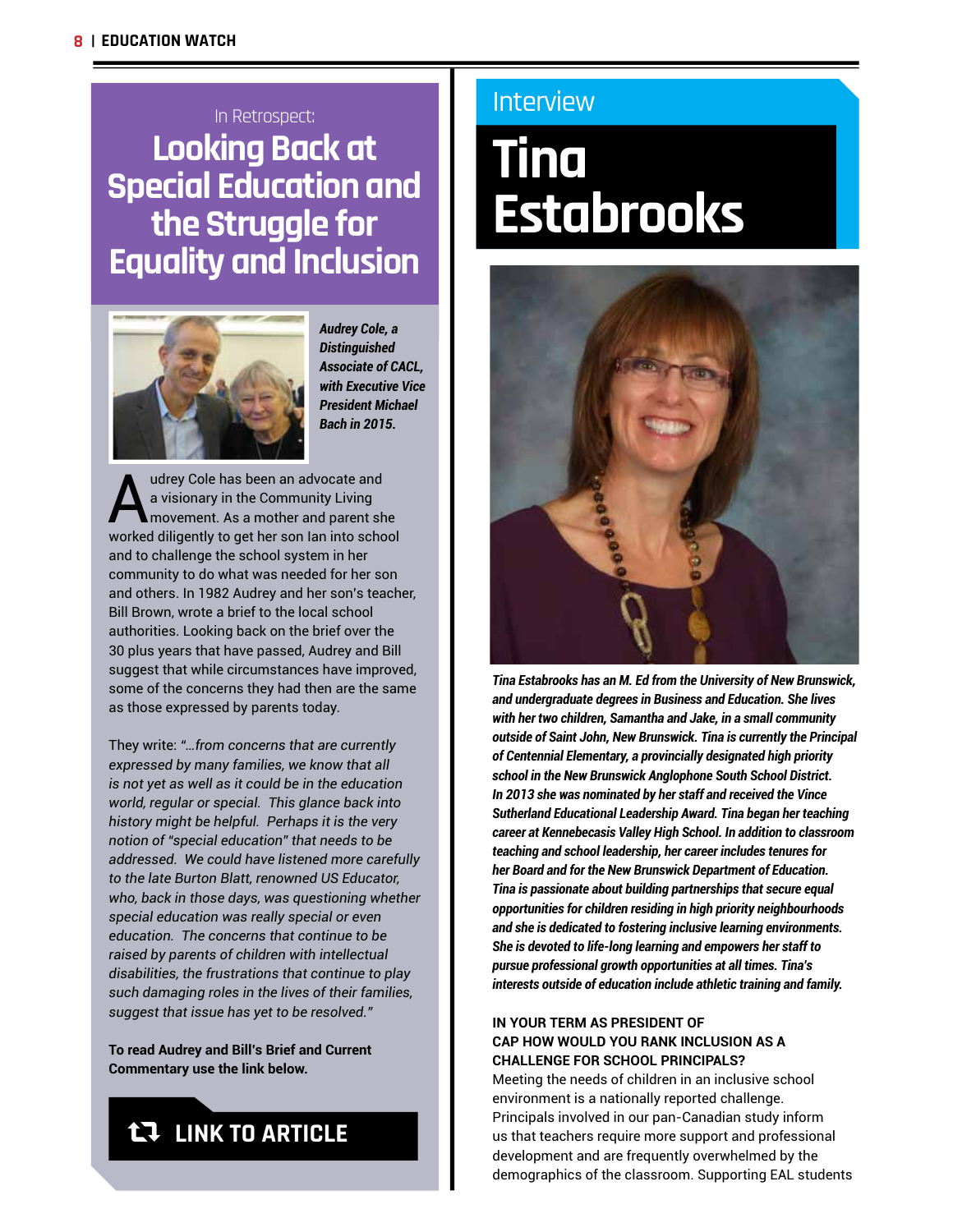In Retrospect:

## Looking Back at Special Education and the Struggle for Equality and Inclusion

***Audrey Cole, a Distinguished Associate of CACL, with Executive Vice President Michael Bach in 2015.***

Audrey Cole has been an advocate and a visionary in the Community Living movement. As a mother and parent she worked diligently to get her son Ian into school and to challenge the school system in her community to do what was needed for her son and others. In 1982 Audrey and her son's teacher, Bill Brown, wrote a brief to the local school authorities. Looking back on the brief over the 30 plus years that have passed, Audrey and Bill suggest that while circumstances have improved, some of the concerns they had then are the same as those expressed by parents today.

They write: "*…from concerns that are currently expressed by many families, we know that all is not yet as well as it could be in the education world, regular or special. This glance back into history might be helpful. Perhaps it is the very notion of "special education" that needs to be addressed. We could have listened more carefully to the late Burton Blatt, renowned US Educator, who, back in those days, was questioning whether special education was really special or even education. The concerns that continue to be raised by parents of children with intellectual disabilities, the frustrations that continue to play such damaging roles in the lives of their families, suggest that issue has yet to be resolved.*"

**To read Audrey and Bill's Brief and Current Commentary use the link below.**

**LINK TO ARTICLE**

Interview

# Tina Estabrooks

***Tina Estabrooks has an M. Ed from the University of New Brunswick, and undergraduate degrees in Business and Education. She lives with her two children, Samantha and Jake, in a small community outside of Saint John, New Brunswick. Tina is currently the Principal of Centennial Elementary, a provincially designated high priority school in the New Brunswick Anglophone South School District. In 2013 she was nominated by her staff and received the Vince Sutherland Educational Leadership Award. Tina began her teaching career at Kennebecasis Valley High School. In addition to classroom teaching and school leadership, her career includes tenures for her Board and for the New Brunswick Department of Education. Tina is passionate about building partnerships that secure equal opportunities for children residing in high priority neighbourhoods and she is dedicated to fostering inclusive learning environments. She is devoted to life-long learning and empowers her staff to pursue professional growth opportunities at all times. Tina's interests outside of education include athletic training and family.***

**IN YOUR TERM AS PRESIDENT OF CAP HOW WOULD YOU RANK INCLUSION AS A CHALLENGE FOR SCHOOL PRINCIPALS?**

Meeting the needs of children in an inclusive school environment is a nationally reported challenge. Principals involved in our pan-Canadian study inform us that teachers require more support and professional development and are frequently overwhelmed by the demographics of the classroom. Supporting EAL students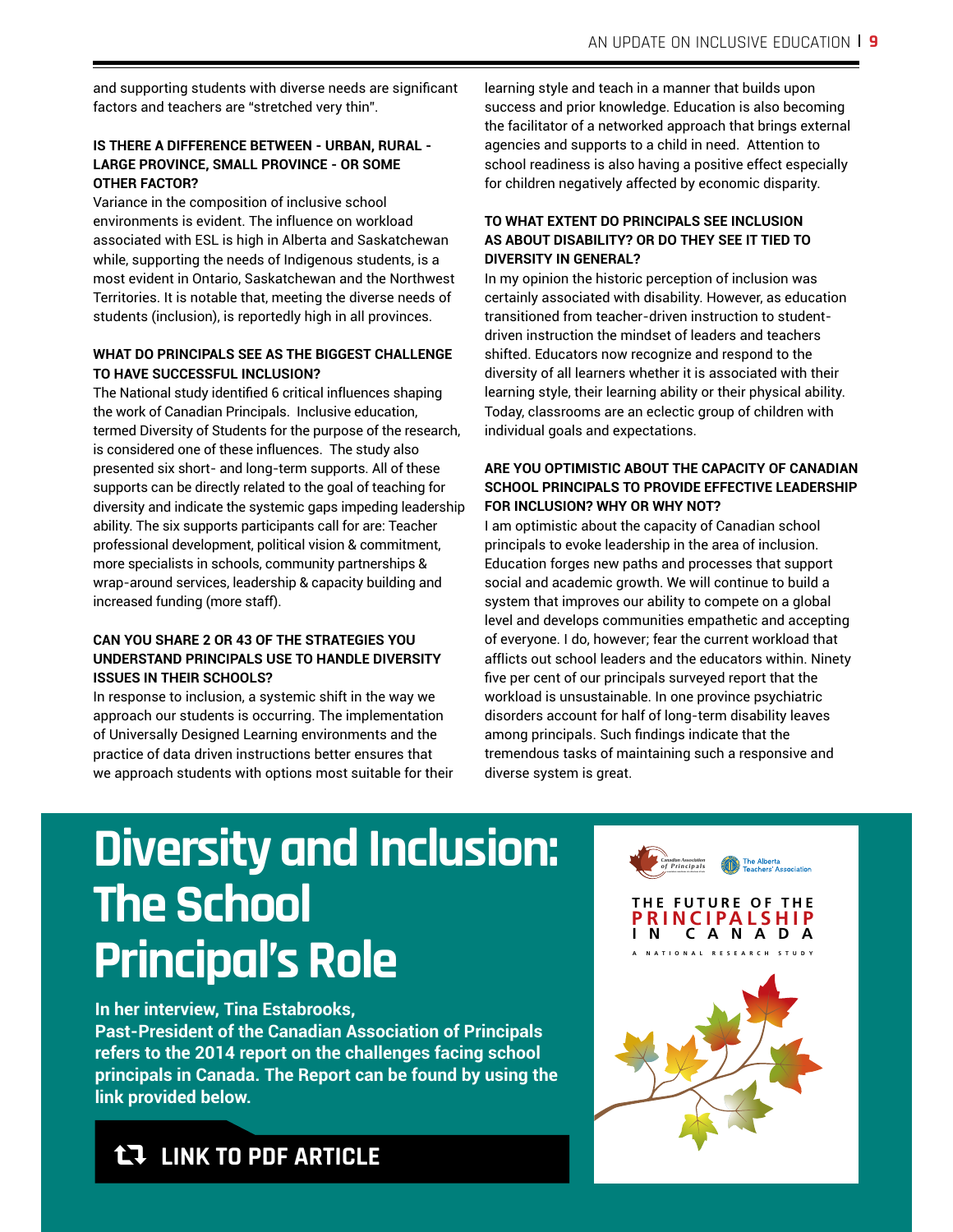and supporting students with diverse needs are significant factors and teachers are "stretched very thin".

**IS THERE A DIFFERENCE BETWEEN - URBAN, RURAL - LARGE PROVINCE, SMALL PROVINCE - OR SOME OTHER FACTOR?**

Variance in the composition of inclusive school environments is evident. The influence on workload associated with ESL is high in Alberta and Saskatchewan while, supporting the needs of Indigenous students, is a most evident in Ontario, Saskatchewan and the Northwest Territories. It is notable that, meeting the diverse needs of students (inclusion), is reportedly high in all provinces.

**WHAT DO PRINCIPALS SEE AS THE BIGGEST CHALLENGE TO HAVE SUCCESSFUL INCLUSION?**

The National study identified 6 critical influences shaping the work of Canadian Principals. Inclusive education, termed Diversity of Students for the purpose of the research, is considered one of these influences. The study also presented six short- and long-term supports. All of these supports can be directly related to the goal of teaching for diversity and indicate the systemic gaps impeding leadership ability. The six supports participants call for are: Teacher professional development, political vision & commitment, more specialists in schools, community partnerships & wrap-around services, leadership & capacity building and increased funding (more staff).

**CAN YOU SHARE 2 OR 43 OF THE STRATEGIES YOU UNDERSTAND PRINCIPALS USE TO HANDLE DIVERSITY ISSUES IN THEIR SCHOOLS?**

In response to inclusion, a systemic shift in the way we approach our students is occurring. The implementation of Universally Designed Learning environments and the practice of data driven instructions better ensures that we approach students with options most suitable for their learning style and teach in a manner that builds upon success and prior knowledge. Education is also becoming the facilitator of a networked approach that brings external agencies and supports to a child in need. Attention to school readiness is also having a positive effect especially for children negatively affected by economic disparity.

**TO WHAT EXTENT DO PRINCIPALS SEE INCLUSION AS ABOUT DISABILITY? OR DO THEY SEE IT TIED TO DIVERSITY IN GENERAL?**

In my opinion the historic perception of inclusion was certainly associated with disability. However, as education transitioned from teacher-driven instruction to student-driven instruction the mindset of leaders and teachers shifted. Educators now recognize and respond to the diversity of all learners whether it is associated with their learning style, their learning ability or their physical ability. Today, classrooms are an eclectic group of children with individual goals and expectations.

**ARE YOU OPTIMISTIC ABOUT THE CAPACITY OF CANADIAN SCHOOL PRINCIPALS TO PROVIDE EFFECTIVE LEADERSHIP FOR INCLUSION? WHY OR WHY NOT?**

I am optimistic about the capacity of Canadian school principals to evoke leadership in the area of inclusion. Education forges new paths and processes that support social and academic growth. We will continue to build a system that improves our ability to compete on a global level and develops communities empathetic and accepting of everyone. I do, however; fear the current workload that afflicts out school leaders and the educators within. Ninety five per cent of our principals surveyed report that the workload is unsustainable. In one province psychiatric disorders account for half of long-term disability leaves among principals. Such findings indicate that the tremendous tasks of maintaining such a responsive and diverse system is great.

# Diversity and Inclusion: The School Principal's Role

**In her interview, Tina Estabrooks, Past-President of the Canadian Association of Principals refers to the 2014 report on the challenges facing school principals in Canada. The Report can be found by using the link provided below.**

**LINK TO PDF ARTICLE**

Canadian Association of Principals | The Alberta Teachers' Association

THE FUTURE OF THE PRINCIPALSHIP IN CANADA

A NATIONAL RESEARCH STUDY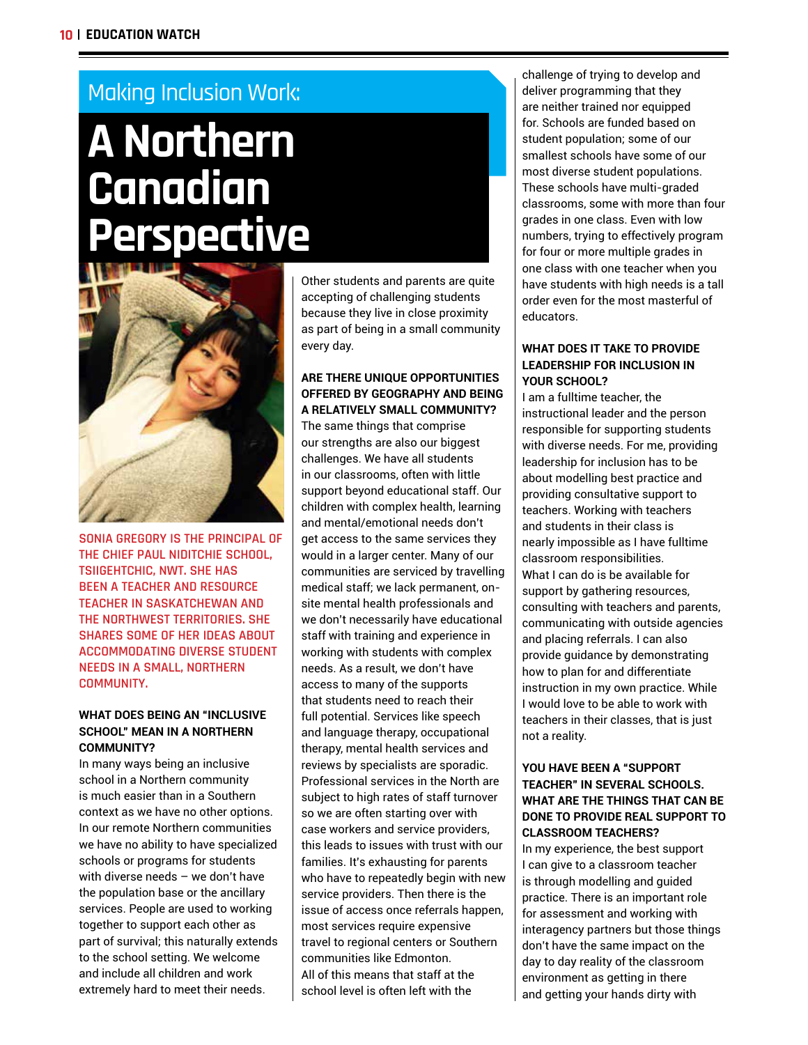Making Inclusion Work:

# A Northern Canadian Perspective

SONIA GREGORY IS THE PRINCIPAL OF THE CHIEF PAUL NIDITCHIE SCHOOL, TSIIGEHTCHIC, NWT. SHE HAS BEEN A TEACHER AND RESOURCE TEACHER IN SASKATCHEWAN AND THE NORTHWEST TERRITORIES. SHE SHARES SOME OF HER IDEAS ABOUT ACCOMMODATING DIVERSE STUDENT NEEDS IN A SMALL, NORTHERN COMMUNITY.

**WHAT DOES BEING AN "INCLUSIVE SCHOOL" MEAN IN A NORTHERN COMMUNITY?**

In many ways being an inclusive school in a Northern community is much easier than in a Southern context as we have no other options. In our remote Northern communities we have no ability to have specialized schools or programs for students with diverse needs – we don't have the population base or the ancillary services. People are used to working together to support each other as part of survival; this naturally extends to the school setting. We welcome and include all children and work extremely hard to meet their needs. Other students and parents are quite accepting of challenging students because they live in close proximity as part of being in a small community every day.

**ARE THERE UNIQUE OPPORTUNITIES OFFERED BY GEOGRAPHY AND BEING A RELATIVELY SMALL COMMUNITY?**

The same things that comprise our strengths are also our biggest challenges. We have all students in our classrooms, often with little support beyond educational staff. Our children with complex health, learning and mental/emotional needs don't get access to the same services they would in a larger center. Many of our communities are serviced by travelling medical staff; we lack permanent, on-site mental health professionals and we don't necessarily have educational staff with training and experience in working with students with complex needs. As a result, we don't have access to many of the supports that students need to reach their full potential. Services like speech and language therapy, occupational therapy, mental health services and reviews by specialists are sporadic. Professional services in the North are subject to high rates of staff turnover so we are often starting over with case workers and service providers, this leads to issues with trust with our families. It's exhausting for parents who have to repeatedly begin with new service providers. Then there is the issue of access once referrals happen, most services require expensive travel to regional centers or Southern communities like Edmonton.

All of this means that staff at the school level is often left with the challenge of trying to develop and deliver programming that they are neither trained nor equipped for. Schools are funded based on student population; some of our smallest schools have some of our most diverse student populations. These schools have multi-graded classrooms, some with more than four grades in one class. Even with low numbers, trying to effectively program for four or more multiple grades in one class with one teacher when you have students with high needs is a tall order even for the most masterful of educators.

**WHAT DOES IT TAKE TO PROVIDE LEADERSHIP FOR INCLUSION IN YOUR SCHOOL?**

I am a fulltime teacher, the instructional leader and the person responsible for supporting students with diverse needs. For me, providing leadership for inclusion has to be about modelling best practice and providing consultative support to teachers. Working with teachers and students in their class is nearly impossible as I have fulltime classroom responsibilities.

What I can do is be available for support by gathering resources, consulting with teachers and parents, communicating with outside agencies and placing referrals. I can also provide guidance by demonstrating how to plan for and differentiate instruction in my own practice. While I would love to be able to work with teachers in their classes, that is just not a reality.

**YOU HAVE BEEN A "SUPPORT TEACHER" IN SEVERAL SCHOOLS. WHAT ARE THE THINGS THAT CAN BE DONE TO PROVIDE REAL SUPPORT TO CLASSROOM TEACHERS?**

In my experience, the best support I can give to a classroom teacher is through modelling and guided practice. There is an important role for assessment and working with interagency partners but those things don't have the same impact on the day to day reality of the classroom environment as getting in there and getting your hands dirty with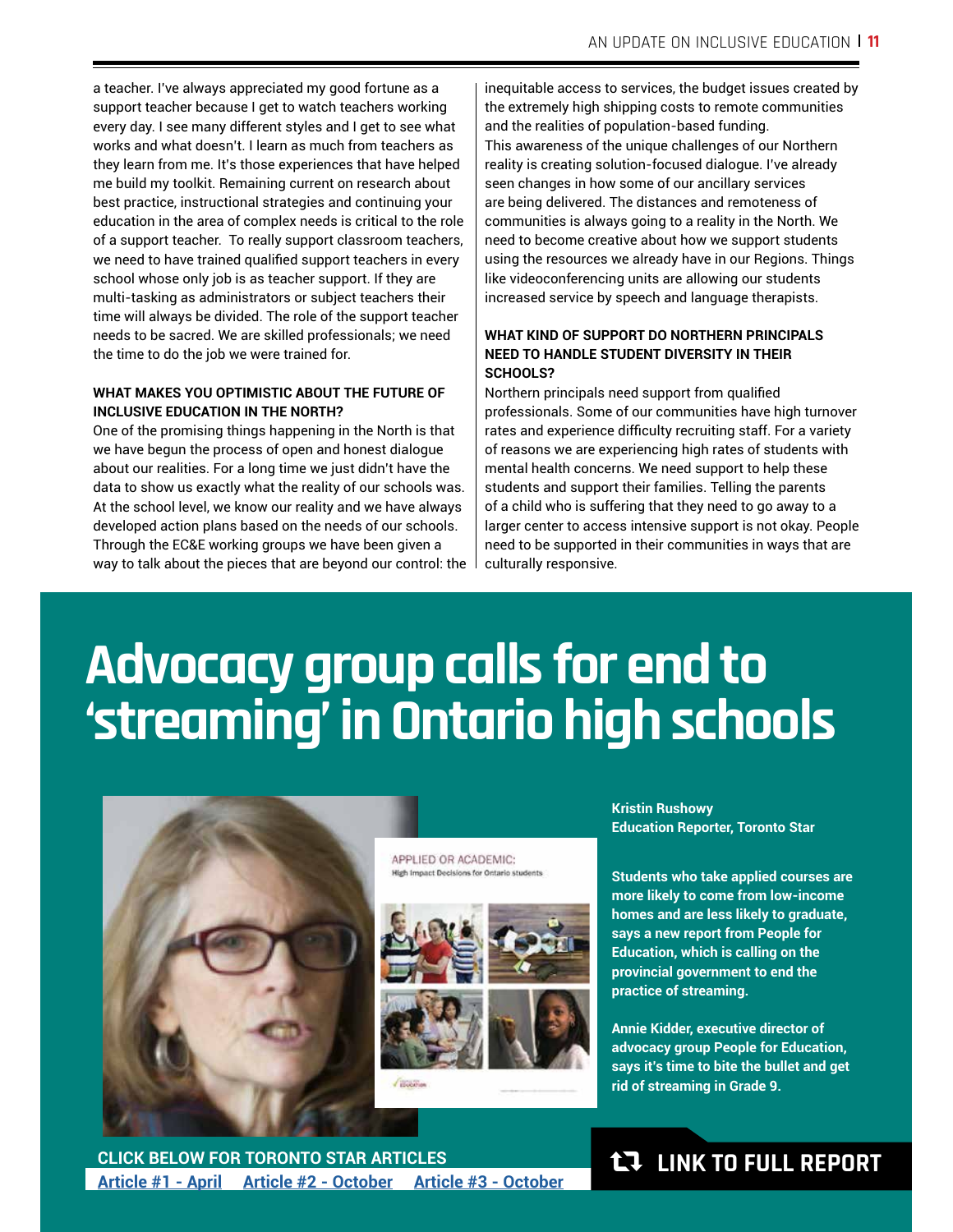a teacher. I've always appreciated my good fortune as a support teacher because I get to watch teachers working every day. I see many different styles and I get to see what works and what doesn't. I learn as much from teachers as they learn from me. It's those experiences that have helped me build my toolkit. Remaining current on research about best practice, instructional strategies and continuing your education in the area of complex needs is critical to the role of a support teacher. To really support classroom teachers, we need to have trained qualified support teachers in every school whose only job is as teacher support. If they are multi-tasking as administrators or subject teachers their time will always be divided. The role of the support teacher needs to be sacred. We are skilled professionals; we need the time to do the job we were trained for.

**WHAT MAKES YOU OPTIMISTIC ABOUT THE FUTURE OF INCLUSIVE EDUCATION IN THE NORTH?**

One of the promising things happening in the North is that we have begun the process of open and honest dialogue about our realities. For a long time we just didn't have the data to show us exactly what the reality of our schools was. At the school level, we know our reality and we have always developed action plans based on the needs of our schools. Through the EC&E working groups we have been given a way to talk about the pieces that are beyond our control: the inequitable access to services, the budget issues created by the extremely high shipping costs to remote communities and the realities of population-based funding.

This awareness of the unique challenges of our Northern reality is creating solution-focused dialogue. I've already seen changes in how some of our ancillary services are being delivered. The distances and remoteness of communities is always going to a reality in the North. We need to become creative about how we support students using the resources we already have in our Regions. Things like videoconferencing units are allowing our students increased service by speech and language therapists.

**WHAT KIND OF SUPPORT DO NORTHERN PRINCIPALS NEED TO HANDLE STUDENT DIVERSITY IN THEIR SCHOOLS?**

Northern principals need support from qualified professionals. Some of our communities have high turnover rates and experience difficulty recruiting staff. For a variety of reasons we are experiencing high rates of students with mental health concerns. We need support to help these students and support their families. Telling the parents of a child who is suffering that they need to go away to a larger center to access intensive support is not okay. People need to be supported in their communities in ways that are culturally responsive.

# Advocacy group calls for end to 'streaming' in Ontario high schools

APPLIED OR ACADEMIC:
High Impact Decisions for Ontario students

**Kristin Rushowy**
**Education Reporter, Toronto Star**

**Students who take applied courses are more likely to come from low-income homes and are less likely to graduate, says a new report from People for Education, which is calling on the provincial government to end the practice of streaming.**

**Annie Kidder, executive director of advocacy group People for Education, says it's time to bite the bullet and get rid of streaming in Grade 9.**

**CLICK BELOW FOR TORONTO STAR ARTICLES**

**Article #1 - April** **Article #2 - October** **Article #3 - October**

**LINK TO FULL REPORT**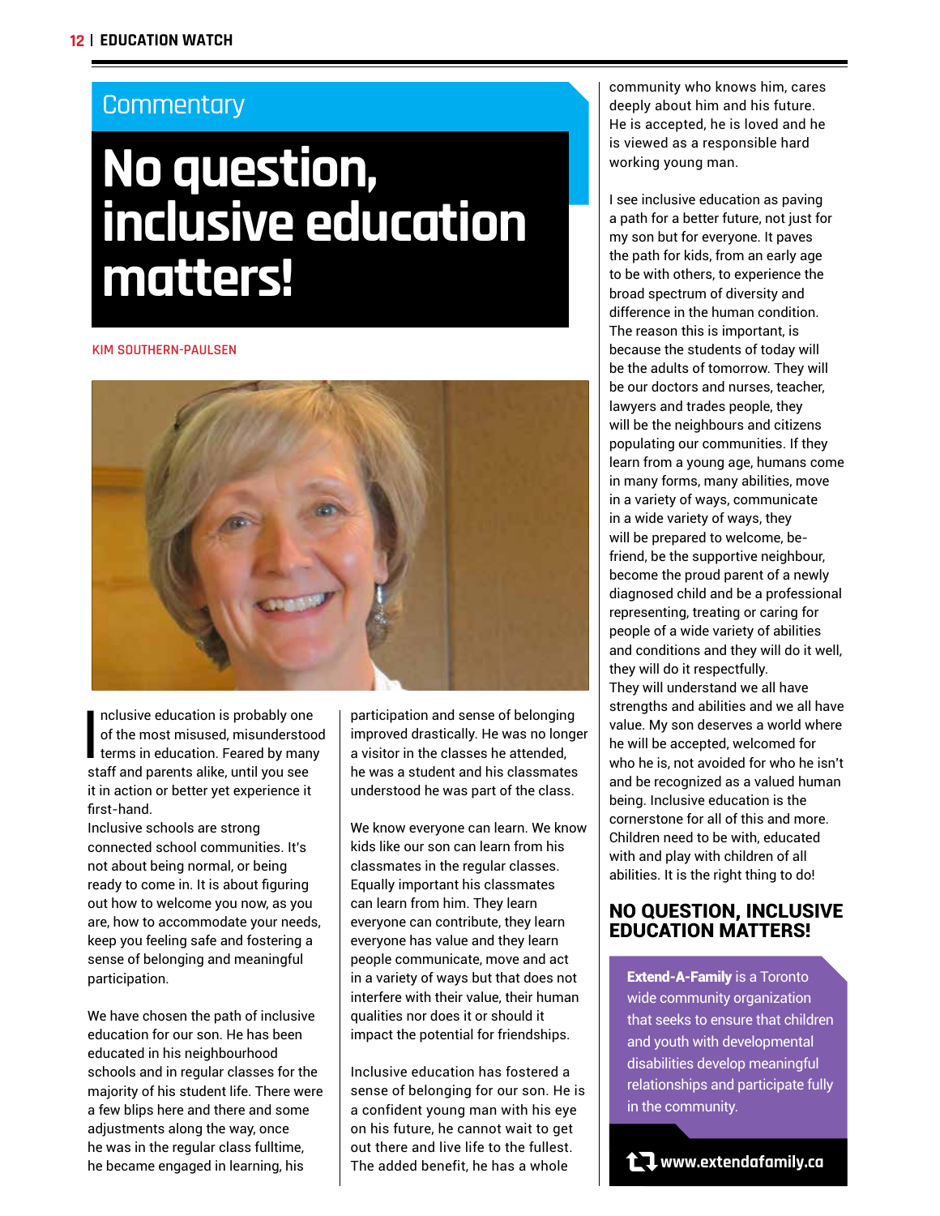Commentary

# No question, inclusive education matters!

KIM SOUTHERN-PAULSEN

Inclusive education is probably one of the most misused, misunderstood terms in education. Feared by many staff and parents alike, until you see it in action or better yet experience it first-hand.

Inclusive schools are strong connected school communities. It's not about being normal, or being ready to come in. It is about figuring out how to welcome you now, as you are, how to accommodate your needs, keep you feeling safe and fostering a sense of belonging and meaningful participation.

We have chosen the path of inclusive education for our son. He has been educated in his neighbourhood schools and in regular classes for the majority of his student life. There were a few blips here and there and some adjustments along the way, once he was in the regular class fulltime, he became engaged in learning, his participation and sense of belonging improved drastically. He was no longer a visitor in the classes he attended, he was a student and his classmates understood he was part of the class.

We know everyone can learn. We know kids like our son can learn from his classmates in the regular classes. Equally important his classmates can learn from him. They learn everyone can contribute, they learn everyone has value and they learn people communicate, move and act in a variety of ways but that does not interfere with their value, their human qualities nor does it or should it impact the potential for friendships.

Inclusive education has fostered a sense of belonging for our son. He is a confident young man with his eye on his future, he cannot wait to get out there and live life to the fullest. The added benefit, he has a whole community who knows him, cares deeply about him and his future. He is accepted, he is loved and he is viewed as a responsible hard working young man.

I see inclusive education as paving a path for a better future, not just for my son but for everyone. It paves the path for kids, from an early age to be with others, to experience the broad spectrum of diversity and difference in the human condition. The reason this is important, is because the students of today will be the adults of tomorrow. They will be our doctors and nurses, teacher, lawyers and trades people, they will be the neighbours and citizens populating our communities. If they learn from a young age, humans come in many forms, many abilities, move in a variety of ways, communicate in a wide variety of ways, they will be prepared to welcome, be-friend, be the supportive neighbour, become the proud parent of a newly diagnosed child and be a professional representing, treating or caring for people of a wide variety of abilities and conditions and they will do it well, they will do it respectfully.

They will understand we all have strengths and abilities and we all have value. My son deserves a world where he will be accepted, welcomed for who he is, not avoided for who he isn't and be recognized as a valued human being. Inclusive education is the cornerstone for all of this and more. Children need to be with, educated with and play with children of all abilities. It is the right thing to do!

## NO QUESTION, INCLUSIVE EDUCATION MATTERS!

**Extend-A-Family** is a Toronto wide community organization that seeks to ensure that children and youth with developmental disabilities develop meaningful relationships and participate fully in the community.

**www.extendafamily.ca**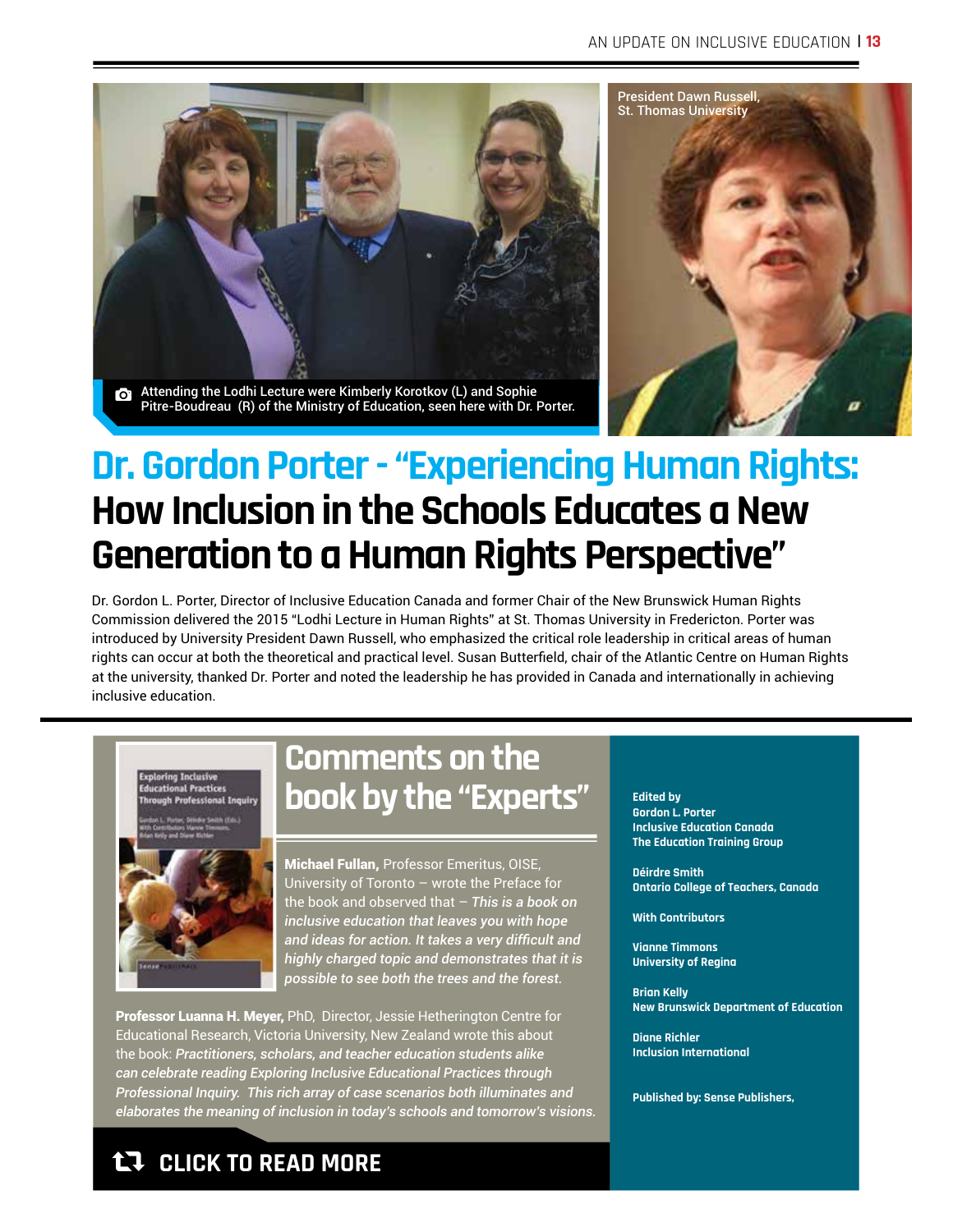Attending the Lodhi Lecture were Kimberly Korotkov (L) and Sophie Pitre-Boudreau (R) of the Ministry of Education, seen here with Dr. Porter.

President Dawn Russell, St. Thomas University

# Dr. Gordon Porter - "Experiencing Human Rights: How Inclusion in the Schools Educates a New Generation to a Human Rights Perspective"

Dr. Gordon L. Porter, Director of Inclusive Education Canada and former Chair of the New Brunswick Human Rights Commission delivered the 2015 "Lodhi Lecture in Human Rights" at St. Thomas University in Fredericton. Porter was introduced by University President Dawn Russell, who emphasized the critical role leadership in critical areas of human rights can occur at both the theoretical and practical level. Susan Butterfield, chair of the Atlantic Centre on Human Rights at the university, thanked Dr. Porter and noted the leadership he has provided in Canada and internationally in achieving inclusive education.

## Comments on the book by the "Experts"

**Michael Fullan,** Professor Emeritus, OISE, University of Toronto – wrote the Preface for the book and observed that – *This is a book on inclusive education that leaves you with hope and ideas for action. It takes a very difficult and highly charged topic and demonstrates that it is possible to see both the trees and the forest.*

**Professor Luanna H. Meyer,** PhD, Director, Jessie Hetherington Centre for Educational Research, Victoria University, New Zealand wrote this about the book: *Practitioners, scholars, and teacher education students alike can celebrate reading Exploring Inclusive Educational Practices through Professional Inquiry. This rich array of case scenarios both illuminates and elaborates the meaning of inclusion in today's schools and tomorrow's visions.*

**CLICK TO READ MORE**

**Edited by**
**Gordon L. Porter**
**Inclusive Education Canada**
**The Education Training Group**

**Déirdre Smith**
**Ontario College of Teachers, Canada**

**With Contributors**

**Vianne Timmons**
**University of Regina**

**Brian Kelly**
**New Brunswick Department of Education**

**Diane Richler**
**Inclusion International**

**Published by: Sense Publishers,**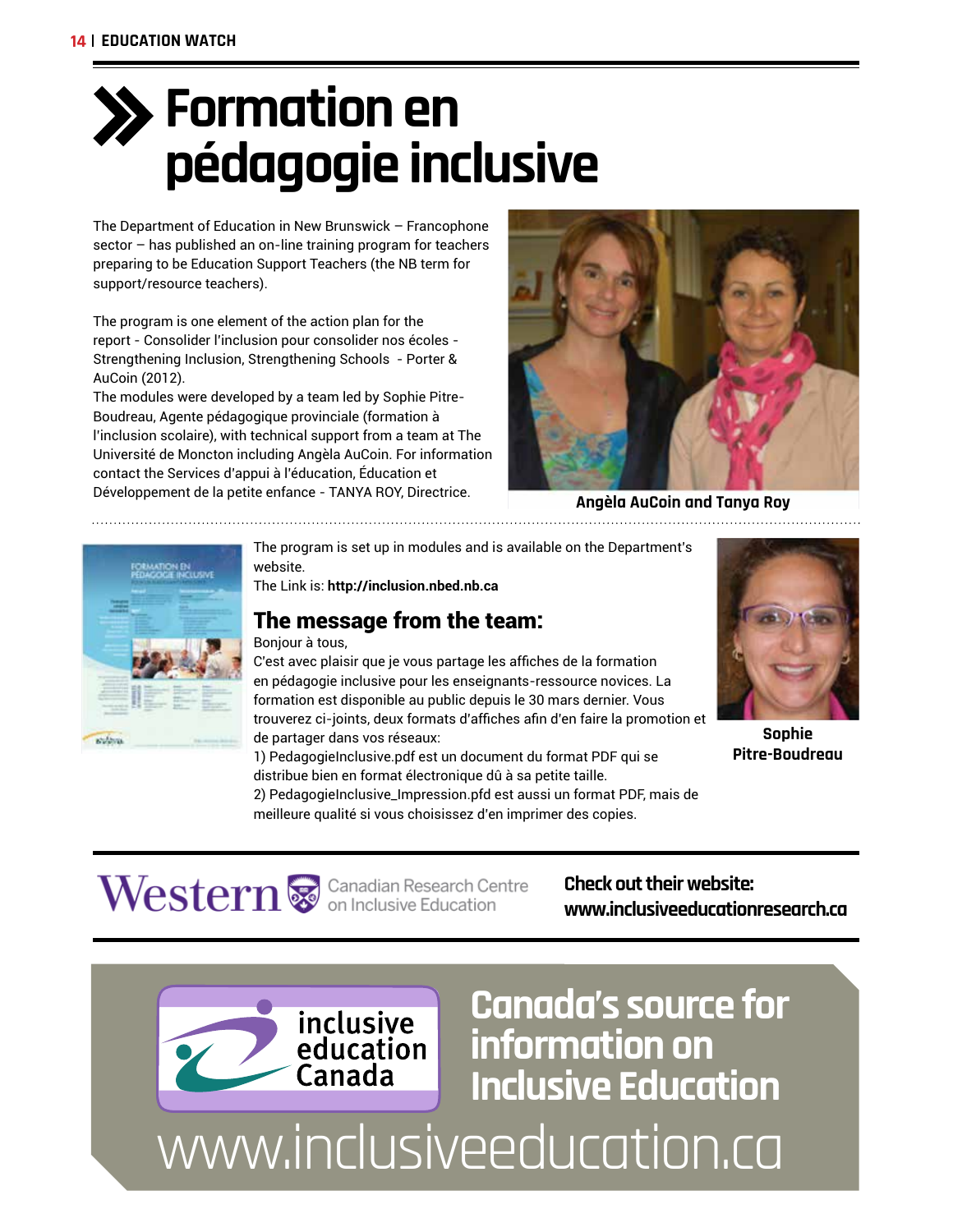# Formation en pédagogie inclusive

The Department of Education in New Brunswick – Francophone sector – has published an on-line training program for teachers preparing to be Education Support Teachers (the NB term for support/resource teachers).

The program is one element of the action plan for the report - Consolider l'inclusion pour consolider nos écoles - Strengthening Inclusion, Strengthening Schools - Porter & AuCoin (2012).

The modules were developed by a team led by Sophie Pitre-Boudreau, Agente pédagogique provinciale (formation à l'inclusion scolaire), with technical support from a team at The Université de Moncton including Angèla AuCoin. For information contact the Services d'appui à l'éducation, Éducation et Développement de la petite enfance - TANYA ROY, Directrice.

**Angèla AuCoin and Tanya Roy**

The program is set up in modules and is available on the Department's website.

The Link is: **http://inclusion.nbed.nb.ca**

## The message from the team:

Bonjour à tous,

C'est avec plaisir que je vous partage les affiches de la formation en pédagogie inclusive pour les enseignants-ressource novices. La formation est disponible au public depuis le 30 mars dernier. Vous trouverez ci-joints, deux formats d'affiches afin d'en faire la promotion et de partager dans vos réseaux:

1) PedagogieInclusive.pdf est un document du format PDF qui se distribue bien en format électronique dû à sa petite taille.

2) PedagogieInclusive_Impression.pfd est aussi un format PDF, mais de meilleure qualité si vous choisissez d'en imprimer des copies.

**Sophie Pitre-Boudreau**

Western Canadian Research Centre on Inclusive Education

**Check out their website: www.inclusiveeducationresearch.ca**

inclusive education Canada

**Canada's source for information on Inclusive Education**

www.inclusiveeducation.ca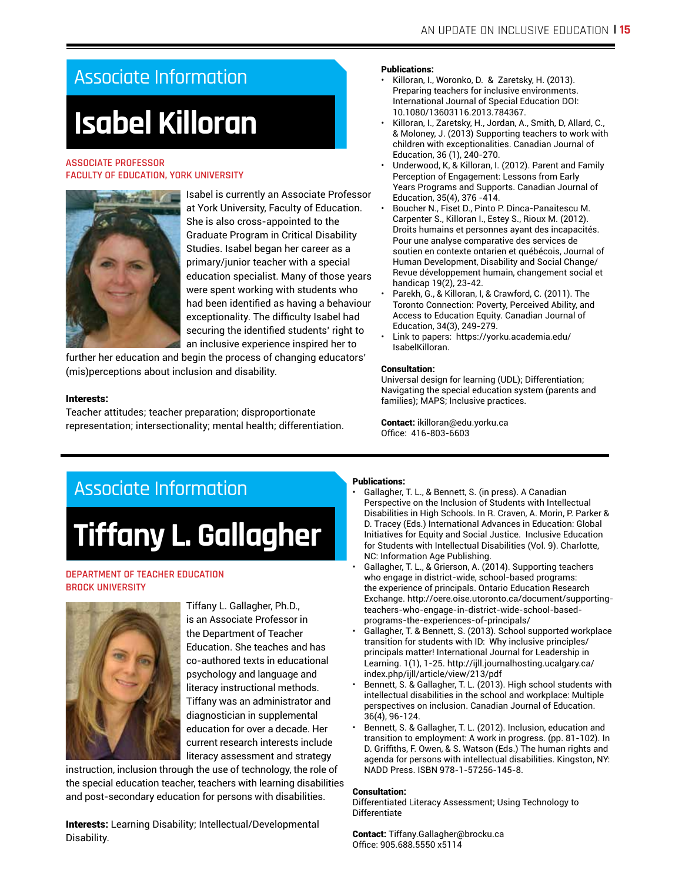## Associate Information

# Isabel Killoran

ASSOCIATE PROFESSOR
FACULTY OF EDUCATION, YORK UNIVERSITY

Isabel is currently an Associate Professor at York University, Faculty of Education. She is also cross-appointed to the Graduate Program in Critical Disability Studies. Isabel began her career as a primary/junior teacher with a special education specialist. Many of those years were spent working with students who had been identified as having a behaviour exceptionality. The difficulty Isabel had securing the identified students' right to an inclusive experience inspired her to further her education and begin the process of changing educators' (mis)perceptions about inclusion and disability.

**Interests:**
Teacher attitudes; teacher preparation; disproportionate representation; intersectionality; mental health; differentiation.

**Publications:**

- Killoran, I., Woronko, D. & Zaretsky, H. (2013). Preparing teachers for inclusive environments. International Journal of Special Education DOI: 10.1080/13603116.2013.784367.
- Killoran, I., Zaretsky, H., Jordan, A., Smith, D, Allard, C., & Moloney, J. (2013) Supporting teachers to work with children with exceptionalities. Canadian Journal of Education, 36 (1), 240-270.
- Underwood, K, & Killoran, I. (2012). Parent and Family Perception of Engagement: Lessons from Early Years Programs and Supports. Canadian Journal of Education, 35(4), 376 -414.
- Boucher N., Fiset D., Pinto P. Dinca-Panaitescu M. Carpenter S., Killoran I., Estey S., Rioux M. (2012). Droits humains et personnes ayant des incapacités. Pour une analyse comparative des services de soutien en contexte ontarien et québécois, Journal of Human Development, Disability and Social Change/ Revue développement humain, changement social et handicap 19(2), 23-42.
- Parekh, G., & Killoran, I, & Crawford, C. (2011). The Toronto Connection: Poverty, Perceived Ability, and Access to Education Equity. Canadian Journal of Education, 34(3), 249-279.
- Link to papers: https://yorku.academia.edu/IsabelKilloran.

**Consultation:**
Universal design for learning (UDL); Differentiation; Navigating the special education system (parents and families); MAPS; Inclusive practices.

**Contact:** ikilloran@edu.yorku.ca
Office: 416-803-6603

## Associate Information

# Tiffany L. Gallagher

DEPARTMENT OF TEACHER EDUCATION
BROCK UNIVERSITY

Tiffany L. Gallagher, Ph.D., is an Associate Professor in the Department of Teacher Education. She teaches and has co-authored texts in educational psychology and language and literacy instructional methods. Tiffany was an administrator and diagnostician in supplemental education for over a decade. Her current research interests include literacy assessment and strategy instruction, inclusion through the use of technology, the role of the special education teacher, teachers with learning disabilities and post-secondary education for persons with disabilities.

**Interests:** Learning Disability; Intellectual/Developmental Disability.

**Publications:**

- Gallagher, T. L., & Bennett, S. (in press). A Canadian Perspective on the Inclusion of Students with Intellectual Disabilities in High Schools. In R. Craven, A. Morin, P. Parker & D. Tracey (Eds.) International Advances in Education: Global Initiatives for Equity and Social Justice. Inclusive Education for Students with Intellectual Disabilities (Vol. 9). Charlotte, NC: Information Age Publishing.
- Gallagher, T. L., & Grierson, A. (2014). Supporting teachers who engage in district-wide, school-based programs: the experience of principals. Ontario Education Research Exchange. http://oere.oise.utoronto.ca/document/supporting-teachers-who-engage-in-district-wide-school-based-programs-the-experiences-of-principals/
- Gallagher, T. & Bennett, S. (2013). School supported workplace transition for students with ID: Why inclusive principles/ principals matter! International Journal for Leadership in Learning. 1(1), 1-25. http://ijll.journalhosting.ucalgary.ca/index.php/ijll/article/view/213/pdf
- Bennett, S. & Gallagher, T. L. (2013). High school students with intellectual disabilities in the school and workplace: Multiple perspectives on inclusion. Canadian Journal of Education. 36(4), 96-124.
- Bennett, S. & Gallagher, T. L. (2012). Inclusion, education and transition to employment: A work in progress. (pp. 81-102). In D. Griffiths, F. Owen, & S. Watson (Eds.) The human rights and agenda for persons with intellectual disabilities. Kingston, NY: NADD Press. ISBN 978-1-57256-145-8.

**Consultation:**
Differentiated Literacy Assessment; Using Technology to Differentiate

**Contact:** Tiffany.Gallagher@brocku.ca
Office: 905.688.5550 x5114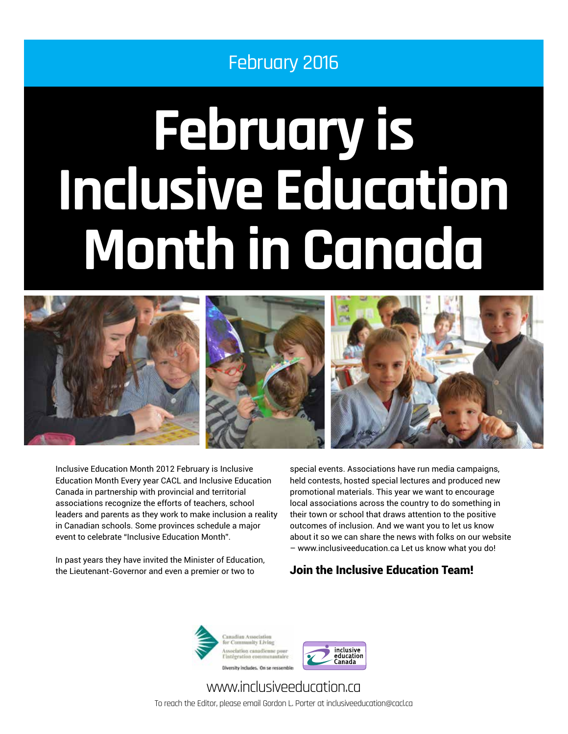February 2016

# February is Inclusive Education Month in Canada

Inclusive Education Month 2012 February is Inclusive Education Month Every year CACL and Inclusive Education Canada in partnership with provincial and territorial associations recognize the efforts of teachers, school leaders and parents as they work to make inclusion a reality in Canadian schools. Some provinces schedule a major event to celebrate "Inclusive Education Month".

In past years they have invited the Minister of Education, the Lieutenant-Governor and even a premier or two to special events. Associations have run media campaigns, held contests, hosted special lectures and produced new promotional materials. This year we want to encourage local associations across the country to do something in their town or school that draws attention to the positive outcomes of inclusion. And we want you to let us know about it so we can share the news with folks on our website – www.inclusiveeducation.ca Let us know what you do!

**Join the Inclusive Education Team!**

Canadian Association for Community Living
Association canadienne pour l'intégration communautaire
Diversity includes. On se ressemble.

inclusive education Canada

www.inclusiveeducation.ca

To reach the Editor, please email Gordon L. Porter at inclusiveeducation@cacl.ca